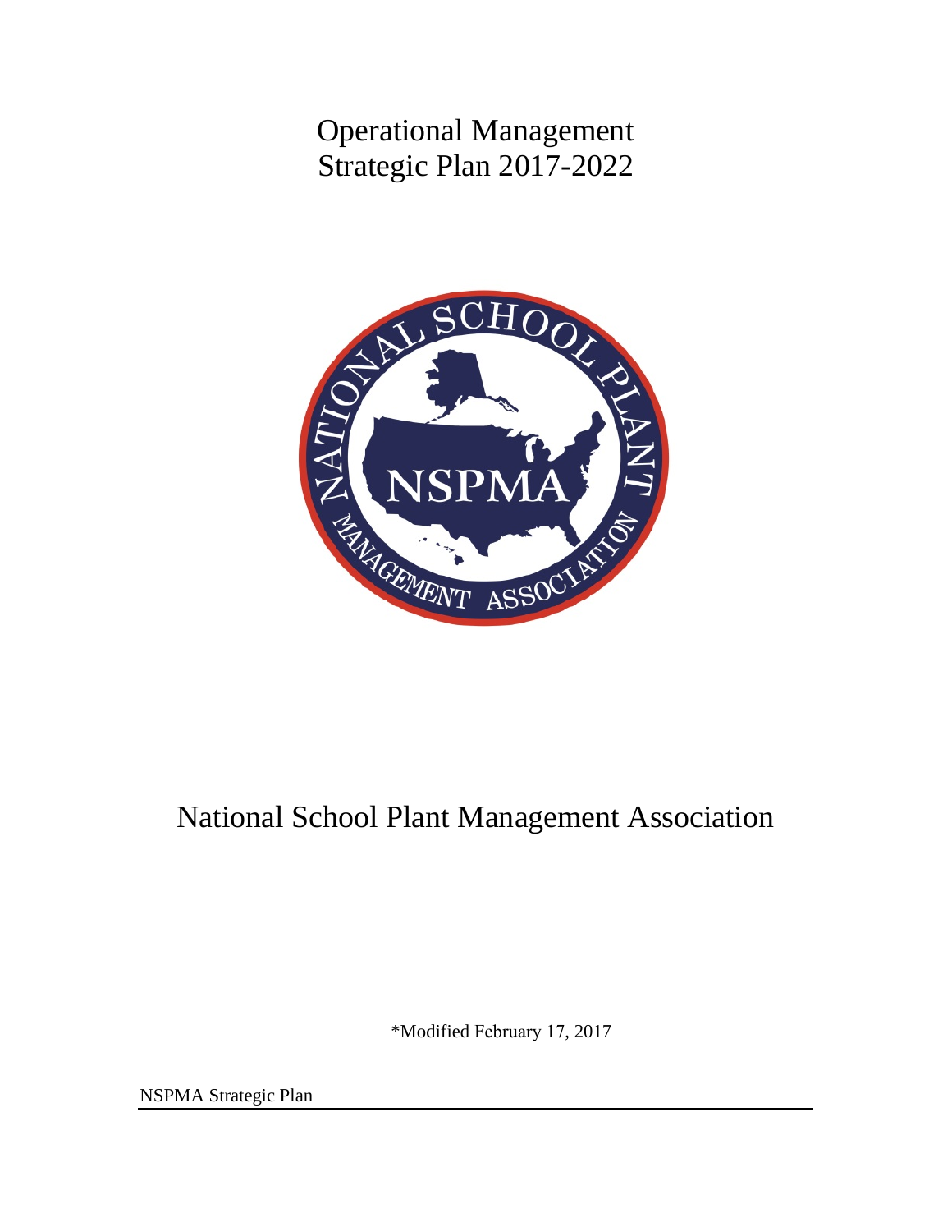# Operational Management
# Strategic Plan 2017-2022

# National School Plant Management Association

\*Modified February 17, 2017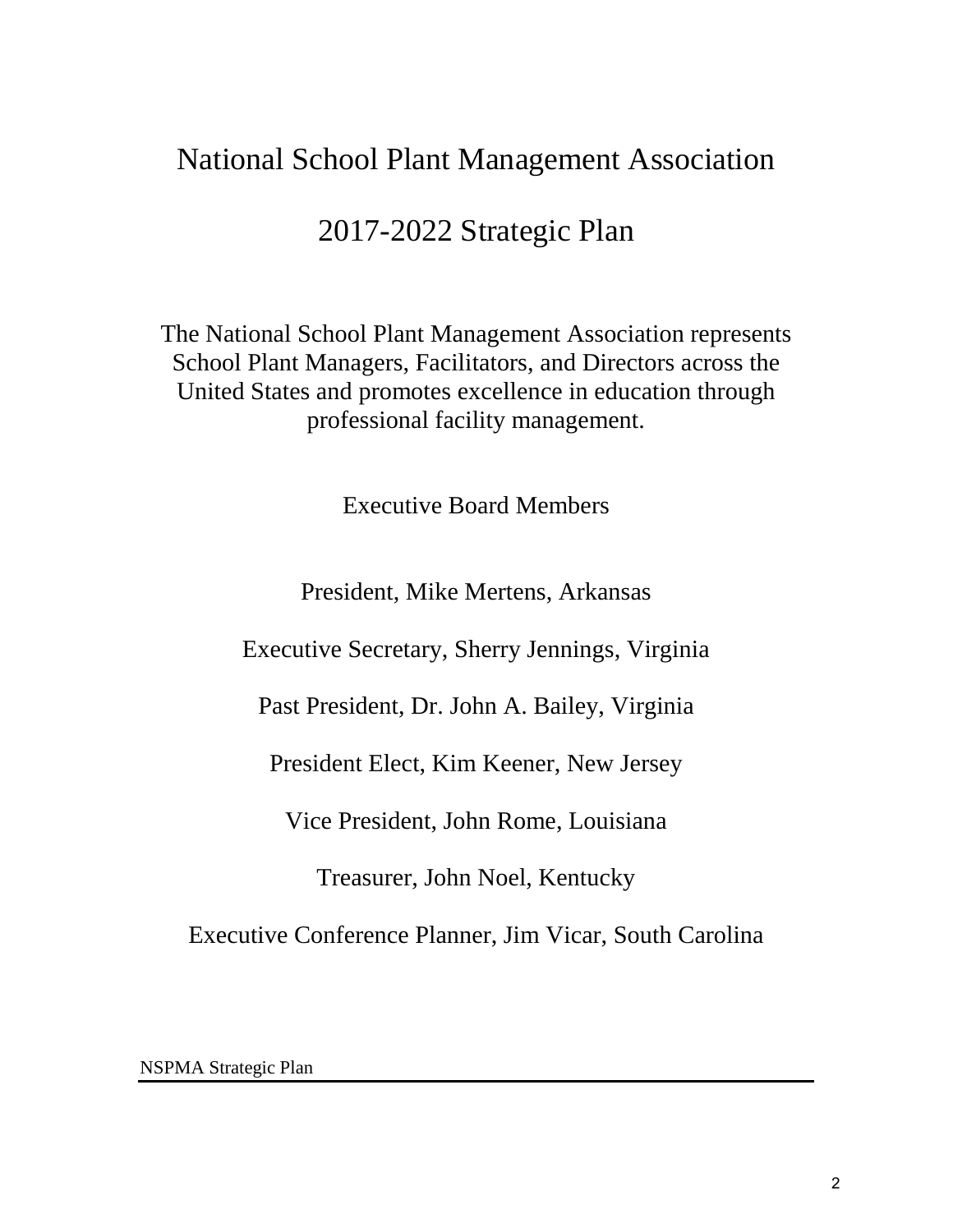# National School Plant Management Association

# 2017-2022 Strategic Plan

The National School Plant Management Association represents School Plant Managers, Facilitators, and Directors across the United States and promotes excellence in education through professional facility management.

## Executive Board Members

President, Mike Mertens, Arkansas

Executive Secretary, Sherry Jennings, Virginia

Past President, Dr. John A. Bailey, Virginia

President Elect, Kim Keener, New Jersey

Vice President, John Rome, Louisiana

Treasurer, John Noel, Kentucky

Executive Conference Planner, Jim Vicar, South Carolina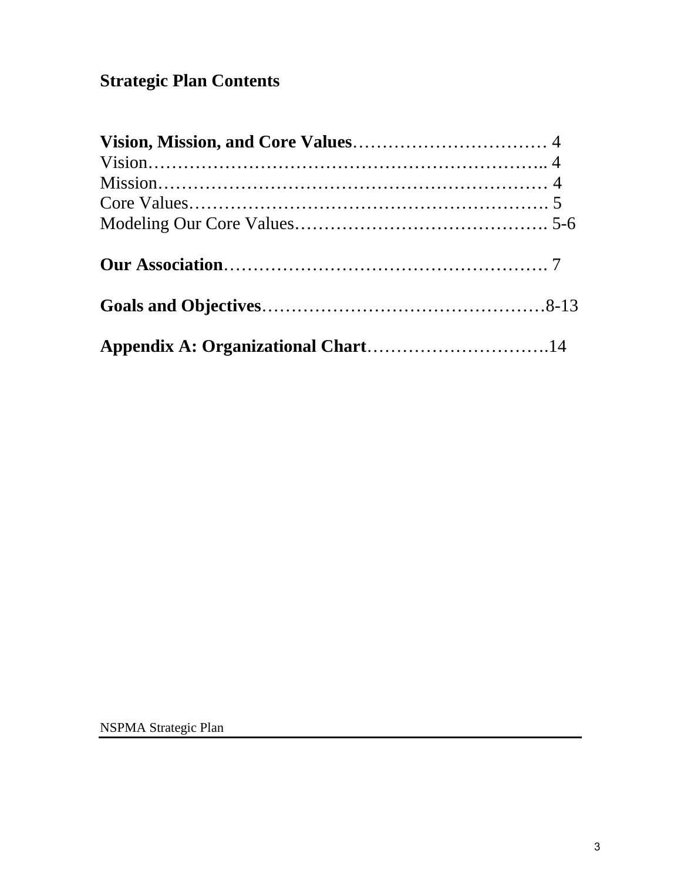## Strategic Plan Contents

**Vision, Mission, and Core Values**……………………………… 4
Vision……………………………………………………….. 4
Mission……………………………………………………… 4
Core Values…………………………………………………. 5
Modeling Our Core Values……………………………………. 5-6

**Our Association**………………………………………………. 7

**Goals and Objectives**…………………………………………8-13

**Appendix A: Organizational Chart**………………………….14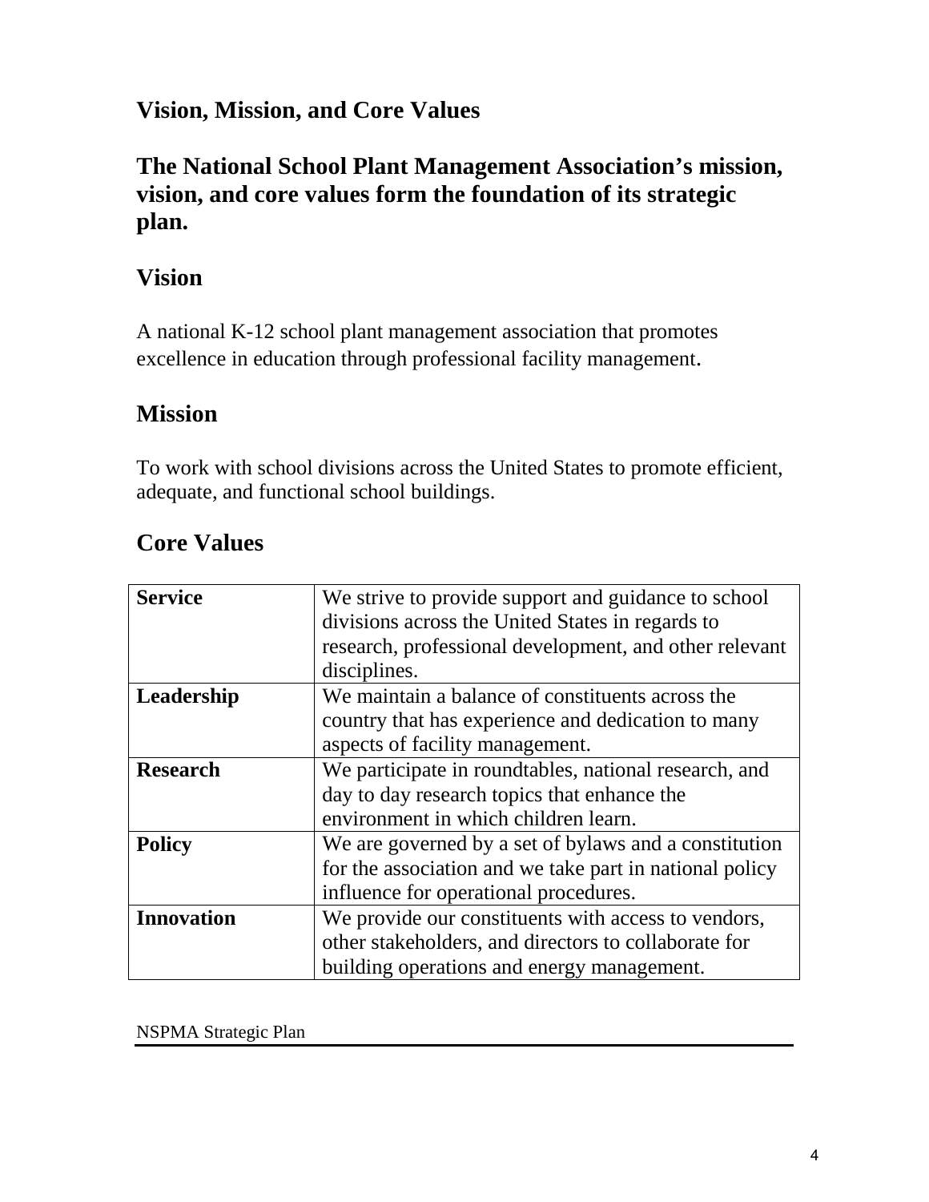## Vision, Mission, and Core Values

## The National School Plant Management Association's mission, vision, and core values form the foundation of its strategic plan.

## Vision

A national K-12 school plant management association that promotes excellence in education through professional facility management.

## Mission

To work with school divisions across the United States to promote efficient, adequate, and functional school buildings.

## Core Values

| | |
|---|---|
| **Service** | We strive to provide support and guidance to school divisions across the United States in regards to research, professional development, and other relevant disciplines. |
| **Leadership** | We maintain a balance of constituents across the country that has experience and dedication to many aspects of facility management. |
| **Research** | We participate in roundtables, national research, and day to day research topics that enhance the environment in which children learn. |
| **Policy** | We are governed by a set of bylaws and a constitution for the association and we take part in national policy influence for operational procedures. |
| **Innovation** | We provide our constituents with access to vendors, other stakeholders, and directors to collaborate for building operations and energy management. |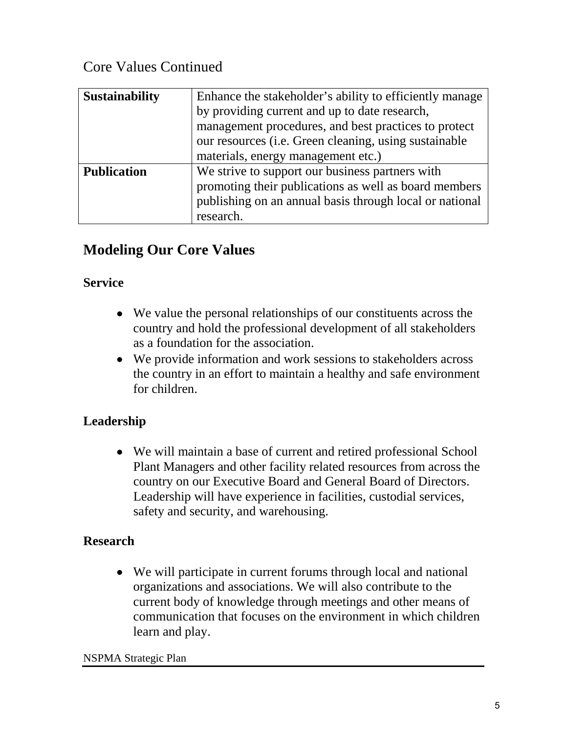Core Values Continued

| | |
|---|---|
| **Sustainability** | Enhance the stakeholder's ability to efficiently manage by providing current and up to date research, management procedures, and best practices to protect our resources (i.e. Green cleaning, using sustainable materials, energy management etc.) |
| **Publication** | We strive to support our business partners with promoting their publications as well as board members publishing on an annual basis through local or national research. |

## Modeling Our Core Values

### Service

- We value the personal relationships of our constituents across the country and hold the professional development of all stakeholders as a foundation for the association.
- We provide information and work sessions to stakeholders across the country in an effort to maintain a healthy and safe environment for children.

### Leadership

- We will maintain a base of current and retired professional School Plant Managers and other facility related resources from across the country on our Executive Board and General Board of Directors. Leadership will have experience in facilities, custodial services, safety and security, and warehousing.

### Research

- We will participate in current forums through local and national organizations and associations. We will also contribute to the current body of knowledge through meetings and other means of communication that focuses on the environment in which children learn and play.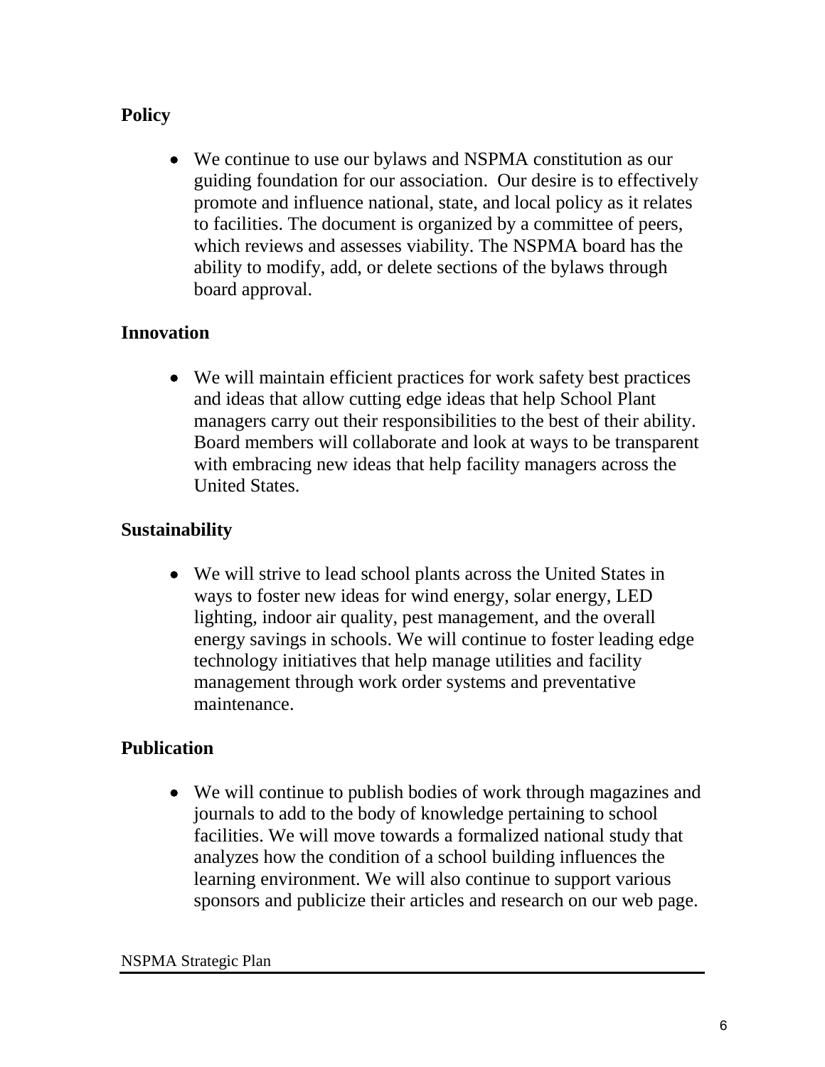**Policy**

- We continue to use our bylaws and NSPMA constitution as our guiding foundation for our association. Our desire is to effectively promote and influence national, state, and local policy as it relates to facilities. The document is organized by a committee of peers, which reviews and assesses viability. The NSPMA board has the ability to modify, add, or delete sections of the bylaws through board approval.

**Innovation**

- We will maintain efficient practices for work safety best practices and ideas that allow cutting edge ideas that help School Plant managers carry out their responsibilities to the best of their ability. Board members will collaborate and look at ways to be transparent with embracing new ideas that help facility managers across the United States.

**Sustainability**

- We will strive to lead school plants across the United States in ways to foster new ideas for wind energy, solar energy, LED lighting, indoor air quality, pest management, and the overall energy savings in schools. We will continue to foster leading edge technology initiatives that help manage utilities and facility management through work order systems and preventative maintenance.

**Publication**

- We will continue to publish bodies of work through magazines and journals to add to the body of knowledge pertaining to school facilities. We will move towards a formalized national study that analyzes how the condition of a school building influences the learning environment. We will also continue to support various sponsors and publicize their articles and research on our web page.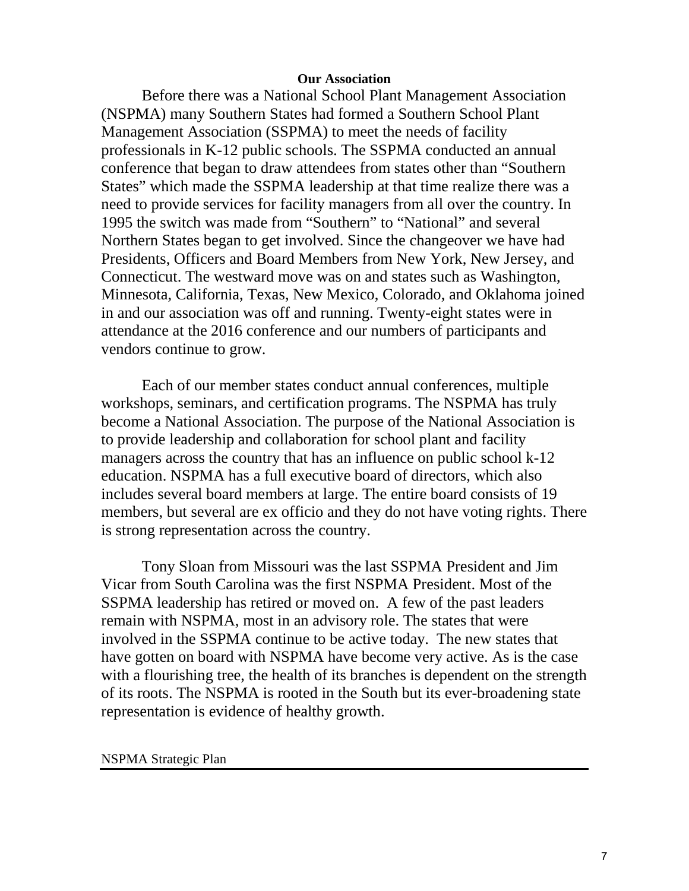## Our Association

Before there was a National School Plant Management Association (NSPMA) many Southern States had formed a Southern School Plant Management Association (SSPMA) to meet the needs of facility professionals in K-12 public schools. The SSPMA conducted an annual conference that began to draw attendees from states other than "Southern States" which made the SSPMA leadership at that time realize there was a need to provide services for facility managers from all over the country. In 1995 the switch was made from "Southern" to "National" and several Northern States began to get involved. Since the changeover we have had Presidents, Officers and Board Members from New York, New Jersey, and Connecticut. The westward move was on and states such as Washington, Minnesota, California, Texas, New Mexico, Colorado, and Oklahoma joined in and our association was off and running. Twenty-eight states were in attendance at the 2016 conference and our numbers of participants and vendors continue to grow.

Each of our member states conduct annual conferences, multiple workshops, seminars, and certification programs. The NSPMA has truly become a National Association. The purpose of the National Association is to provide leadership and collaboration for school plant and facility managers across the country that has an influence on public school k-12 education. NSPMA has a full executive board of directors, which also includes several board members at large. The entire board consists of 19 members, but several are ex officio and they do not have voting rights. There is strong representation across the country.

Tony Sloan from Missouri was the last SSPMA President and Jim Vicar from South Carolina was the first NSPMA President. Most of the SSPMA leadership has retired or moved on. A few of the past leaders remain with NSPMA, most in an advisory role. The states that were involved in the SSPMA continue to be active today. The new states that have gotten on board with NSPMA have become very active. As is the case with a flourishing tree, the health of its branches is dependent on the strength of its roots. The NSPMA is rooted in the South but its ever-broadening state representation is evidence of healthy growth.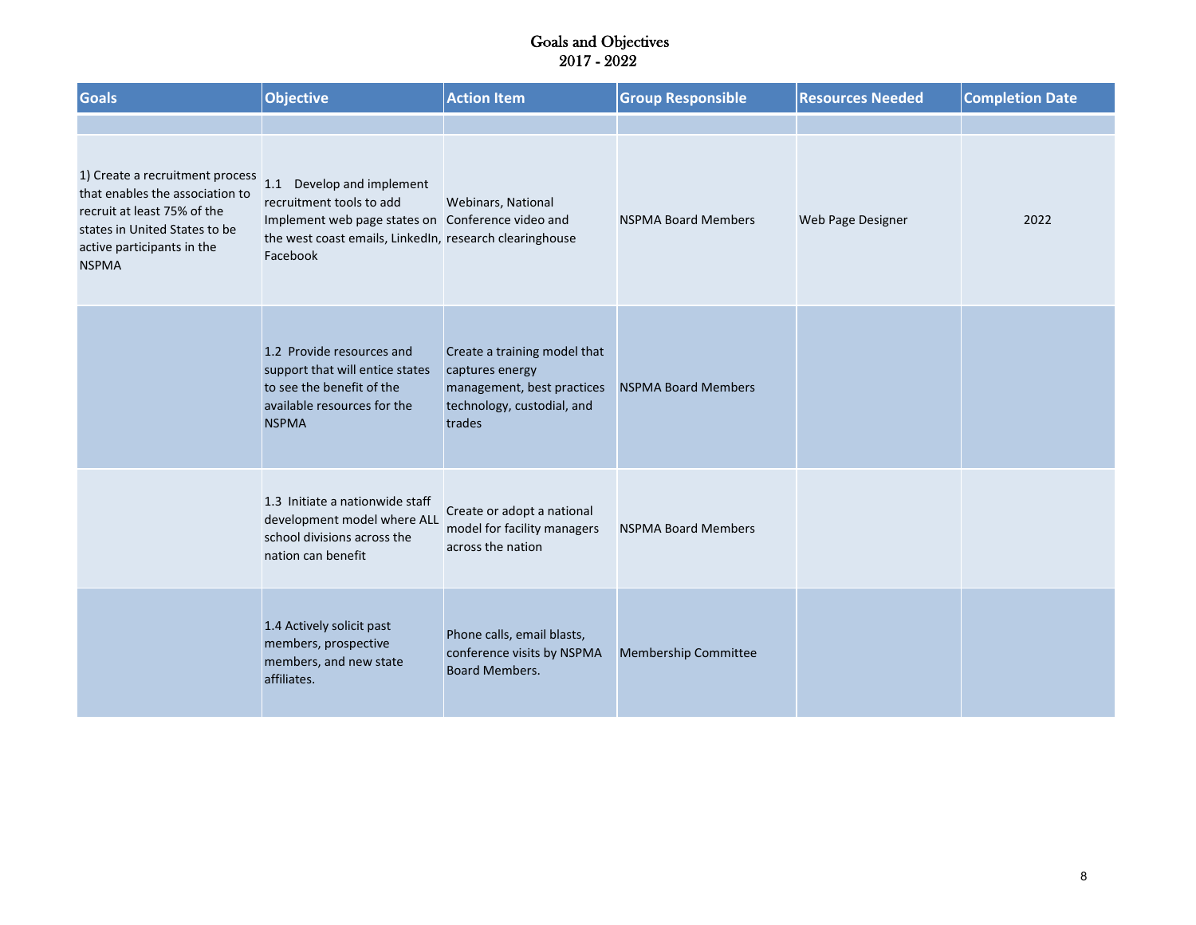# Goals and Objectives
## 2017 - 2022

| Goals | Objective | Action Item | Group Responsible | Resources Needed | Completion Date |
|---|---|---|---|---|---|
| | | | | | |
| 1) Create a recruitment process that enables the association to recruit at least 75% of the states in United States to be active participants in the NSPMA | 1.1 Develop and implement recruitment tools to add Implement web page states on the west coast emails, LinkedIn, Facebook | Webinars, National Conference video and research clearinghouse | NSPMA Board Members | Web Page Designer | 2022 |
| | 1.2 Provide resources and support that will entice states to see the benefit of the available resources for the NSPMA | Create a training model that captures energy management, best practices technology, custodial, and trades | NSPMA Board Members | | |
| | 1.3 Initiate a nationwide staff development model where ALL school divisions across the nation can benefit | Create or adopt a national model for facility managers across the nation | NSPMA Board Members | | |
| | 1.4 Actively solicit past members, prospective members, and new state affiliates. | Phone calls, email blasts, conference visits by NSPMA Board Members. | Membership Committee | | |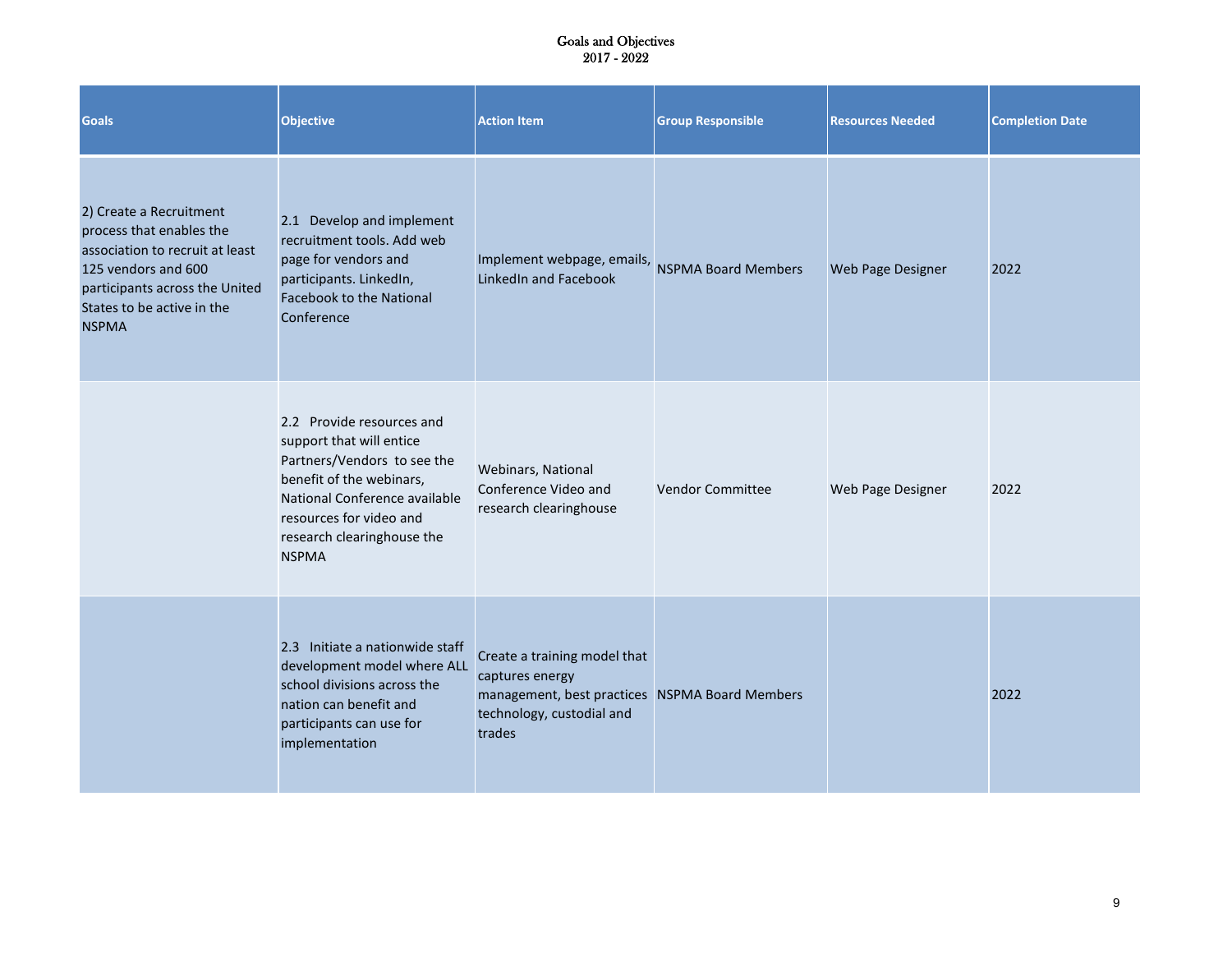Goals and Objectives
2017 - 2022

| Goals | Objective | Action Item | Group Responsible | Resources Needed | Completion Date |
|---|---|---|---|---|---|
| 2) Create a Recruitment process that enables the association to recruit at least 125 vendors and 600 participants across the United States to be active in the NSPMA | 2.1 Develop and implement recruitment tools. Add web page for vendors and participants. LinkedIn, Facebook to the National Conference | Implement webpage, emails, LinkedIn and Facebook | NSPMA Board Members | Web Page Designer | 2022 |
| | 2.2 Provide resources and support that will entice Partners/Vendors to see the benefit of the webinars, National Conference available resources for video and research clearinghouse the NSPMA | Webinars, National Conference Video and research clearinghouse | Vendor Committee | Web Page Designer | 2022 |
| | 2.3 Initiate a nationwide staff development model where ALL school divisions across the nation can benefit and participants can use for implementation | Create a training model that captures energy management, best practices technology, custodial and trades | NSPMA Board Members | | 2022 |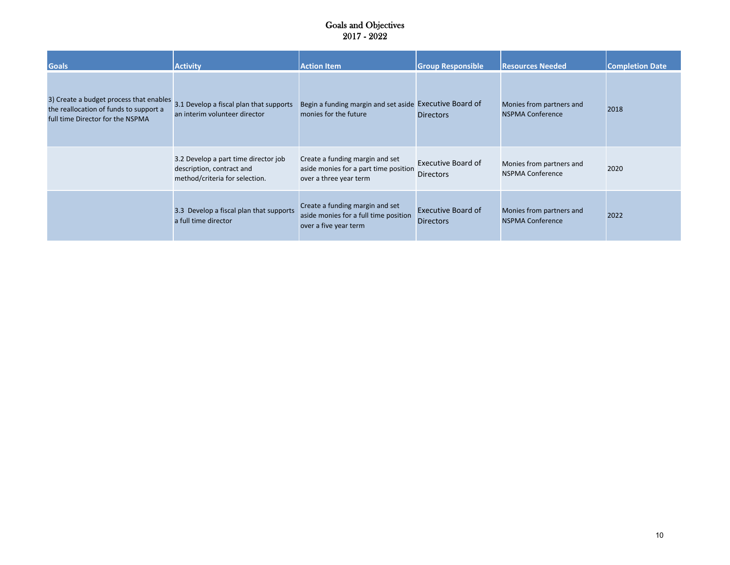# Goals and Objectives
## 2017 - 2022

| Goals | Activity | Action Item | Group Responsible | Resources Needed | Completion Date |
|---|---|---|---|---|---|
| 3) Create a budget process that enables the reallocation of funds to support a full time Director for the NSPMA | 3.1 Develop a fiscal plan that supports an interim volunteer director | Begin a funding margin and set aside monies for the future | Executive Board of Directors | Monies from partners and NSPMA Conference | 2018 |
| | 3.2 Develop a part time director job description, contract and method/criteria for selection. | Create a funding margin and set aside monies for a part time position over a three year term | Executive Board of Directors | Monies from partners and NSPMA Conference | 2020 |
| | 3.3 Develop a fiscal plan that supports a full time director | Create a funding margin and set aside monies for a full time position over a five year term | Executive Board of Directors | Monies from partners and NSPMA Conference | 2022 |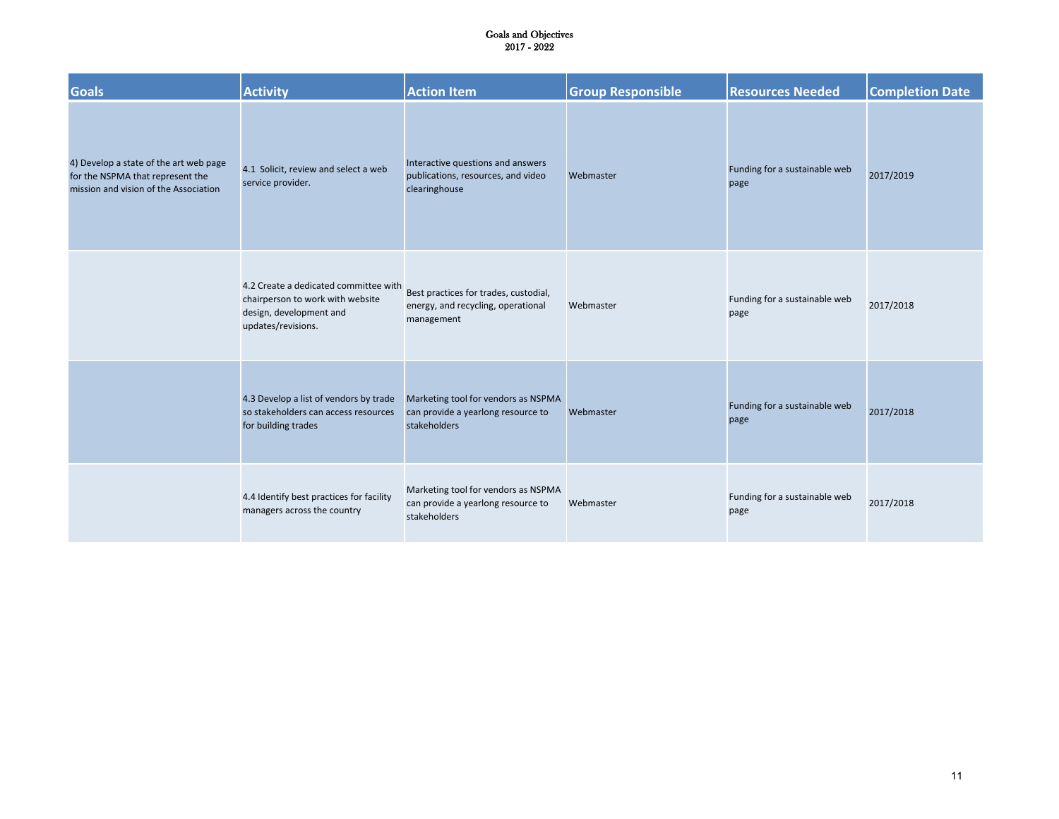Goals and Objectives
2017 - 2022

| Goals | Activity | Action Item | Group Responsible | Resources Needed | Completion Date |
|---|---|---|---|---|---|
| 4) Develop a state of the art web page for the NSPMA that represent the mission and vision of the Association | 4.1 Solicit, review and select a web service provider. | Interactive questions and answers publications, resources, and video clearinghouse | Webmaster | Funding for a sustainable web page | 2017/2019 |
| | 4.2 Create a dedicated committee with chairperson to work with website design, development and updates/revisions. | Best practices for trades, custodial, energy, and recycling, operational management | Webmaster | Funding for a sustainable web page | 2017/2018 |
| | 4.3 Develop a list of vendors by trade so stakeholders can access resources for building trades | Marketing tool for vendors as NSPMA can provide a yearlong resource to stakeholders | Webmaster | Funding for a sustainable web page | 2017/2018 |
| | 4.4 Identify best practices for facility managers across the country | Marketing tool for vendors as NSPMA can provide a yearlong resource to stakeholders | Webmaster | Funding for a sustainable web page | 2017/2018 |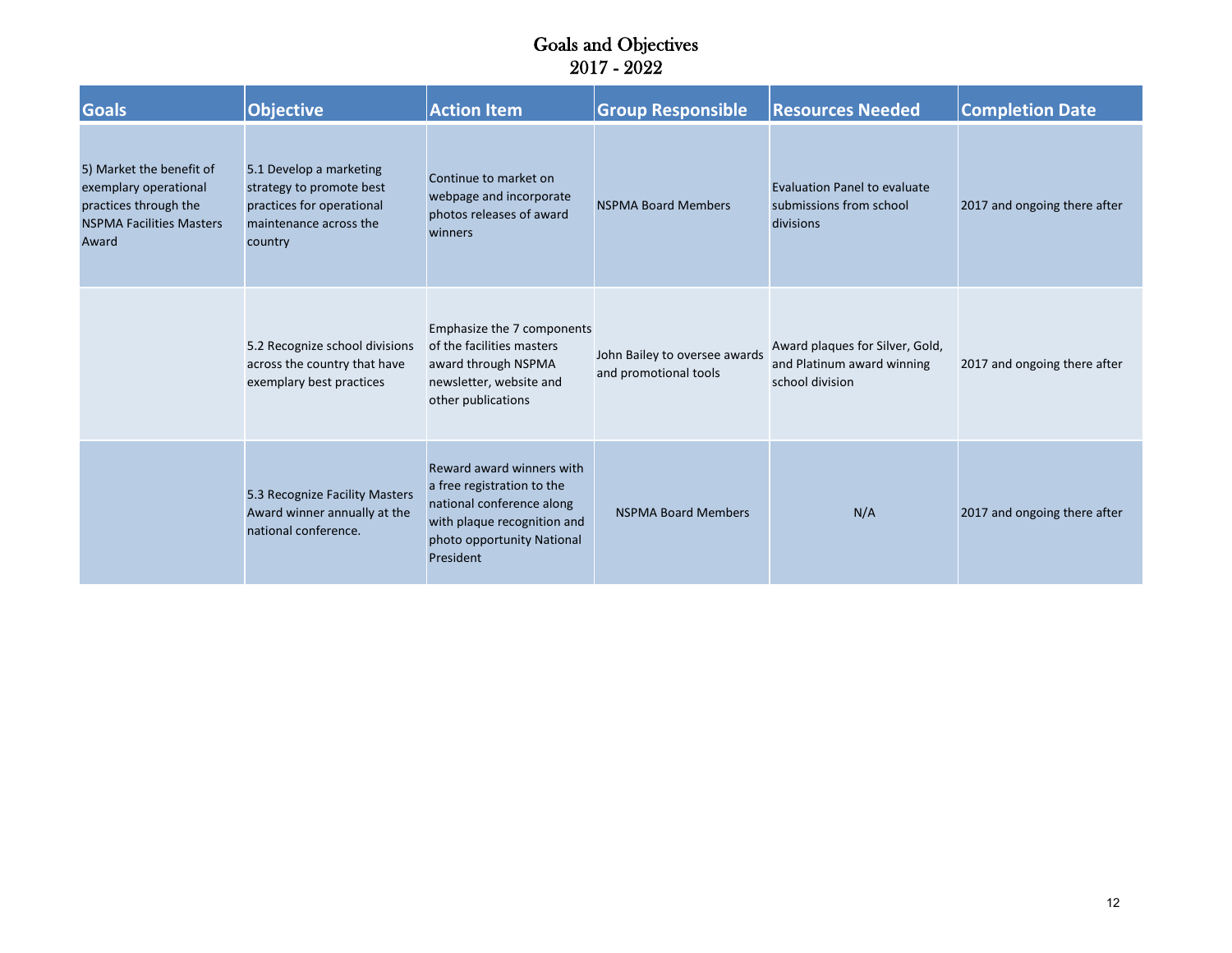# Goals and Objectives
## 2017 - 2022

| Goals | Objective | Action Item | Group Responsible | Resources Needed | Completion Date |
|---|---|---|---|---|---|
| 5) Market the benefit of exemplary operational practices through the NSPMA Facilities Masters Award | 5.1 Develop a marketing strategy to promote best practices for operational maintenance across the country | Continue to market on webpage and incorporate photos releases of award winners | NSPMA Board Members | Evaluation Panel to evaluate submissions from school divisions | 2017 and ongoing there after |
| | 5.2 Recognize school divisions across the country that have exemplary best practices | Emphasize the 7 components of the facilities masters award through NSPMA newsletter, website and other publications | John Bailey to oversee awards and promotional tools | Award plaques for Silver, Gold, and Platinum award winning school division | 2017 and ongoing there after |
| | 5.3 Recognize Facility Masters Award winner annually at the national conference. | Reward award winners with a free registration to the national conference along with plaque recognition and photo opportunity National President | NSPMA Board Members | N/A | 2017 and ongoing there after |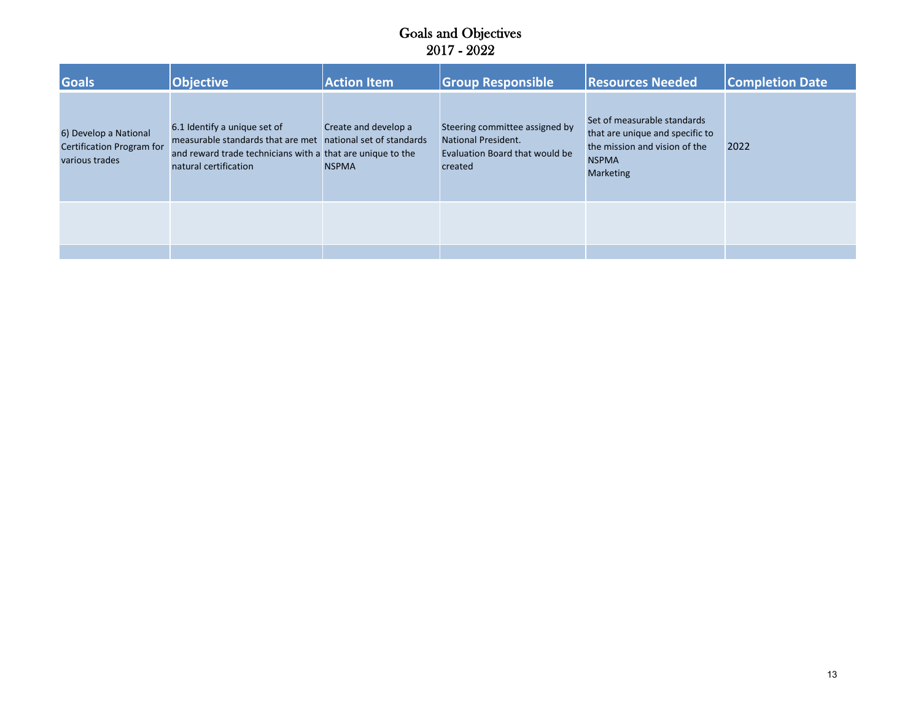# Goals and Objectives
## 2017 - 2022

| Goals | Objective | Action Item | Group Responsible | Resources Needed | Completion Date |
|---|---|---|---|---|---|
| 6) Develop a National Certification Program for various trades | 6.1 Identify a unique set of measurable standards that are met and reward trade technicians with a natural certification | Create and develop a national set of standards that are unique to the NSPMA | Steering committee assigned by National President. Evaluation Board that would be created | Set of measurable standards that are unique and specific to the mission and vision of the NSPMA Marketing | 2022 |
| | | | | | |
| | | | | | |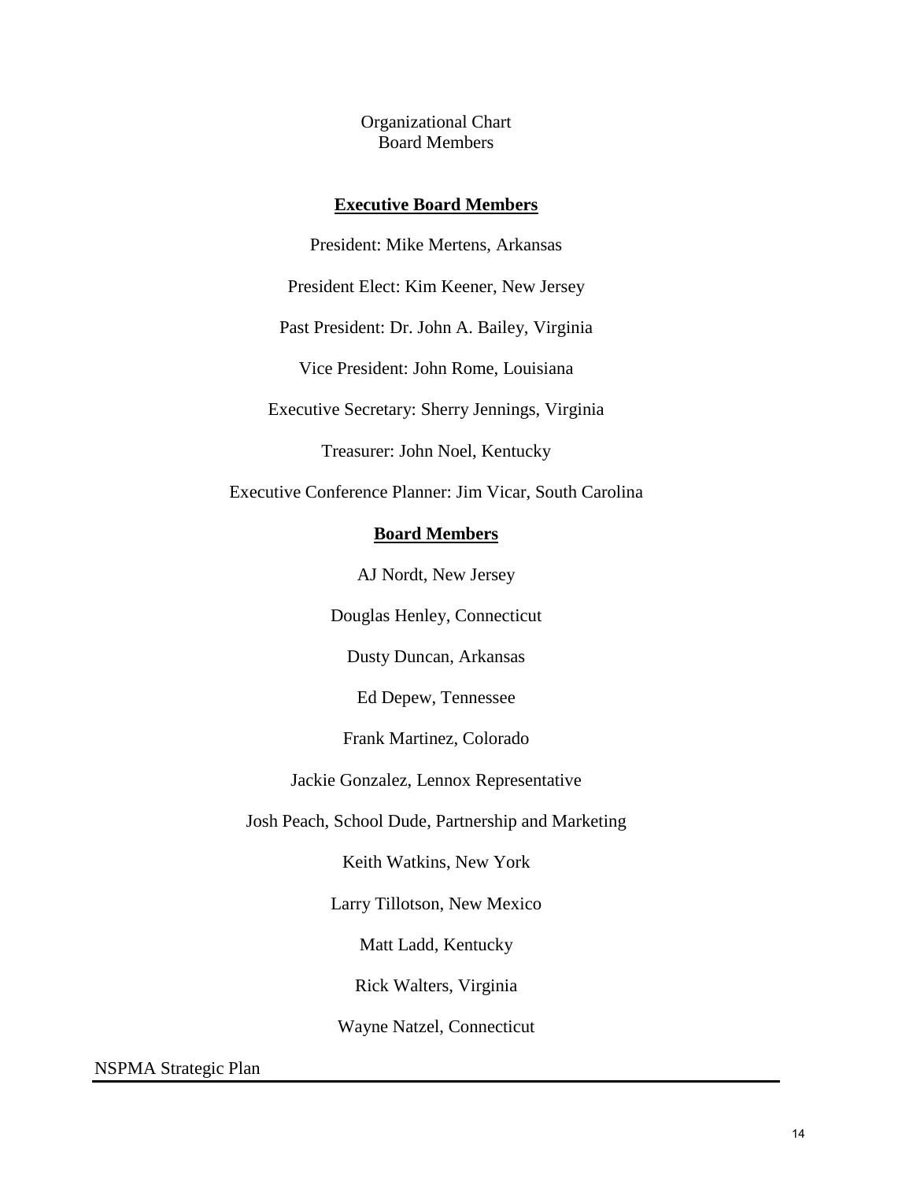Organizational Chart
Board Members

## Executive Board Members

President: Mike Mertens, Arkansas

President Elect: Kim Keener, New Jersey

Past President: Dr. John A. Bailey, Virginia

Vice President: John Rome, Louisiana

Executive Secretary: Sherry Jennings, Virginia

Treasurer: John Noel, Kentucky

Executive Conference Planner: Jim Vicar, South Carolina

## Board Members

AJ Nordt, New Jersey

Douglas Henley, Connecticut

Dusty Duncan, Arkansas

Ed Depew, Tennessee

Frank Martinez, Colorado

Jackie Gonzalez, Lennox Representative

Josh Peach, School Dude, Partnership and Marketing

Keith Watkins, New York

Larry Tillotson, New Mexico

Matt Ladd, Kentucky

Rick Walters, Virginia

Wayne Natzel, Connecticut